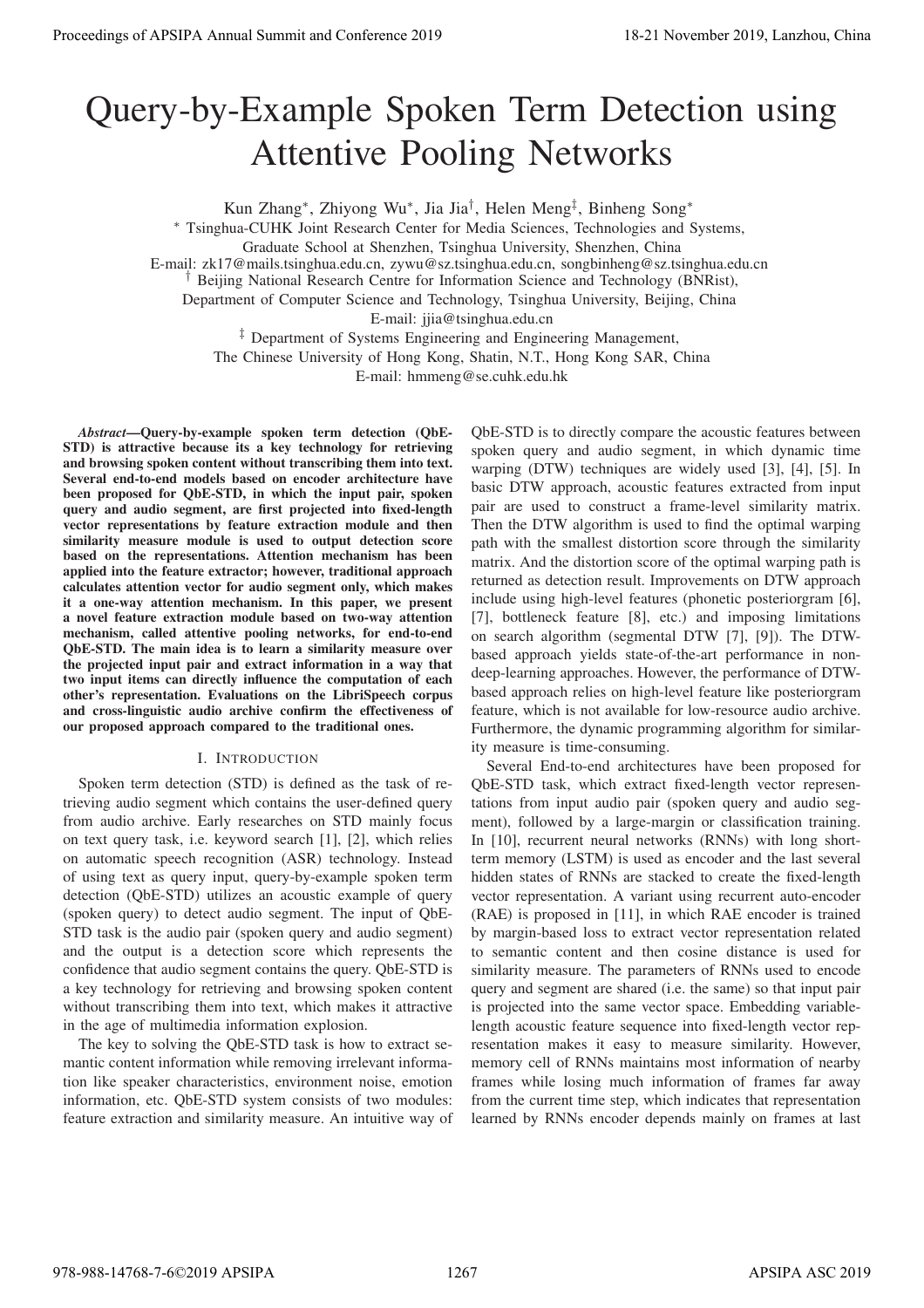# Query-by-Example Spoken Term Detection using Attentive Pooling Networks

Kun Zhang*, Zhiyong Wu*, Jia Jia†, Helen Meng‡, Binheng Song*

\* Tsinghua-CUHK Joint Research Center for Media Sciences, Technologies and Systems, Graduate School at Shenzhen, Tsinghua University, Shenzhen, China

E-mail: zk17@mails.tsinghua.edu.cn, zywu@sz.tsinghua.edu.cn, songbinheng@sz.tsinghua.edu.cn

† Beijing National Research Centre for Information Science and Technology (BNRist), Department of Computer Science and Technology, Tsinghua University, Beijing, China

E-mail: jjia@tsinghua.edu.cn

‡ Department of Systems Engineering and Engineering Management, The Chinese University of Hong Kong, Shatin, N.T., Hong Kong SAR, China

E-mail: hmmeng@se.cuhk.edu.hk

***Abstract*—Query-by-example spoken term detection (QbE-STD) is attractive because its a key technology for retrieving and browsing spoken content without transcribing them into text. Several end-to-end models based on encoder architecture have been proposed for QbE-STD, in which the input pair, spoken query and audio segment, are first projected into fixed-length vector representations by feature extraction module and then similarity measure module is used to output detection score based on the representations. Attention mechanism has been applied into the feature extractor; however, traditional approach calculates attention vector for audio segment only, which makes it a one-way attention mechanism. In this paper, we present a novel feature extraction module based on two-way attention mechanism, called attentive pooling networks, for end-to-end QbE-STD. The main idea is to learn a similarity measure over the projected input pair and extract information in a way that two input items can directly influence the computation of each other's representation. Evaluations on the LibriSpeech corpus and cross-linguistic audio archive confirm the effectiveness of our proposed approach compared to the traditional ones.**

## I. Introduction

Spoken term detection (STD) is defined as the task of retrieving audio segment which contains the user-defined query from audio archive. Early researches on STD mainly focus on text query task, i.e. keyword search [1], [2], which relies on automatic speech recognition (ASR) technology. Instead of using text as query input, query-by-example spoken term detection (QbE-STD) utilizes an acoustic example of query (spoken query) to detect audio segment. The input of QbE-STD task is the audio pair (spoken query and audio segment) and the output is a detection score which represents the confidence that audio segment contains the query. QbE-STD is a key technology for retrieving and browsing spoken content without transcribing them into text, which makes it attractive in the age of multimedia information explosion.

The key to solving the QbE-STD task is how to extract semantic content information while removing irrelevant information like speaker characteristics, environment noise, emotion information, etc. QbE-STD system consists of two modules: feature extraction and similarity measure. An intuitive way of QbE-STD is to directly compare the acoustic features between spoken query and audio segment, in which dynamic time warping (DTW) techniques are widely used [3], [4], [5]. In basic DTW approach, acoustic features extracted from input pair are used to construct a frame-level similarity matrix. Then the DTW algorithm is used to find the optimal warping path with the smallest distortion score through the similarity matrix. And the distortion score of the optimal warping path is returned as detection result. Improvements on DTW approach include using high-level features (phonetic posteriorgram [6], [7], bottleneck feature [8], etc.) and imposing limitations on search algorithm (segmental DTW [7], [9]). The DTW-based approach yields state-of-the-art performance in non-deep-learning approaches. However, the performance of DTW-based approach relies on high-level feature like posteriorgram feature, which is not available for low-resource audio archive. Furthermore, the dynamic programming algorithm for similarity measure is time-consuming.

Several End-to-end architectures have been proposed for QbE-STD task, which extract fixed-length vector representations from input audio pair (spoken query and audio segment), followed by a large-margin or classification training. In [10], recurrent neural networks (RNNs) with long short-term memory (LSTM) is used as encoder and the last several hidden states of RNNs are stacked to create the fixed-length vector representation. A variant using recurrent auto-encoder (RAE) is proposed in [11], in which RAE encoder is trained by margin-based loss to extract vector representation related to semantic content and then cosine distance is used for similarity measure. The parameters of RNNs used to encode query and segment are shared (i.e. the same) so that input pair is projected into the same vector space. Embedding variable-length acoustic feature sequence into fixed-length vector representation makes it easy to measure similarity. However, memory cell of RNNs maintains most information of nearby frames while losing much information of frames far away from the current time step, which indicates that representation learned by RNNs encoder depends mainly on frames at last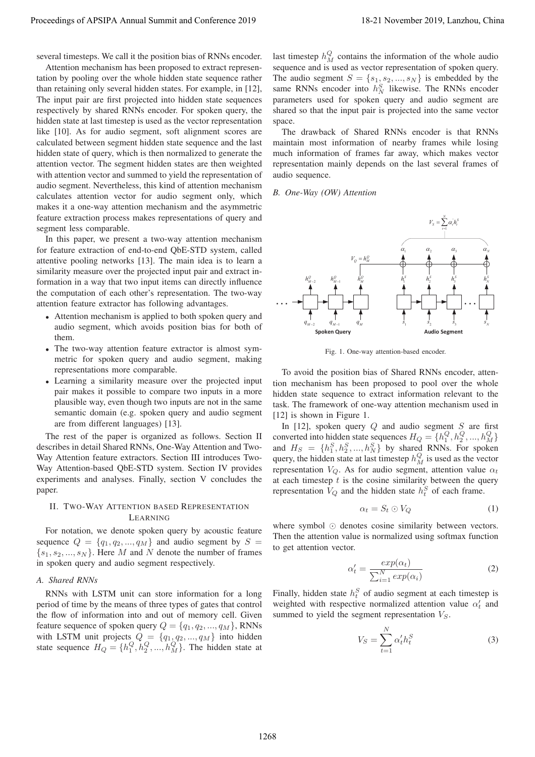several timesteps. We call it the position bias of RNNs encoder.

Attention mechanism has been proposed to extract representation by pooling over the whole hidden state sequence rather than retaining only several hidden states. For example, in [12], The input pair are first projected into hidden state sequences respectively by shared RNNs encoder. For spoken query, the hidden state at last timestep is used as the vector representation like [10]. As for audio segment, soft alignment scores are calculated between segment hidden state sequence and the last hidden state of query, which is then normalized to generate the attention vector. The segment hidden states are then weighted with attention vector and summed to yield the representation of audio segment. Nevertheless, this kind of attention mechanism calculates attention vector for audio segment only, which makes it a one-way attention mechanism and the asymmetric feature extraction process makes representations of query and segment less comparable.

In this paper, we present a two-way attention mechanism for feature extraction of end-to-end QbE-STD system, called attentive pooling networks [13]. The main idea is to learn a similarity measure over the projected input pair and extract information in a way that two input items can directly influence the computation of each other's representation. The two-way attention feature extractor has following advantages.

- Attention mechanism is applied to both spoken query and audio segment, which avoids position bias for both of them.
- The two-way attention feature extractor is almost symmetric for spoken query and audio segment, making representations more comparable.
- Learning a similarity measure over the projected input pair makes it possible to compare two inputs in a more plausible way, even though two inputs are not in the same semantic domain (e.g. spoken query and audio segment are from different languages) [13].

The rest of the paper is organized as follows. Section II describes in detail Shared RNNs, One-Way Attention and Two-Way Attention feature extractors. Section III introduces Two-Way Attention-based QbE-STD system. Section IV provides experiments and analyses. Finally, section V concludes the paper.

## II. Two-Way Attention based Representation Learning

For notation, we denote spoken query by acoustic feature sequence $Q = \{q_1, q_2, ..., q_M\}$ and audio segment by $S = \{s_1, s_2, ..., s_N\}$. Here $M$ and $N$ denote the number of frames in spoken query and audio segment respectively.

### A. Shared RNNs

RNNs with LSTM unit can store information for a long period of time by the means of three types of gates that control the flow of information into and out of memory cell. Given feature sequence of spoken query $Q = \{q_1, q_2, ..., q_M\}$, RNNs with LSTM unit projects $Q = \{q_1, q_2, ..., q_M\}$ into hidden state sequence $H_Q = \{h_1^Q, h_2^Q, ..., h_M^Q\}$. The hidden state at last timestep $h_M^Q$ contains the information of the whole audio sequence and is used as vector representation of spoken query. The audio segment $S = \{s_1, s_2, ..., s_N\}$ is embedded by the same RNNs encoder into $h_N^S$ likewise. The RNNs encoder parameters used for spoken query and audio segment are shared so that the input pair is projected into the same vector space.

The drawback of Shared RNNs encoder is that RNNs maintain most information of nearby frames while losing much information of frames far away, which makes vector representation mainly depends on the last several frames of audio sequence.

### B. One-Way (OW) Attention

$V_S = \sum_{i=1}^{N} \alpha_i' h_i^S$

$V_Q = h_M^Q$

$\alpha_1$ $\alpha_2$ $\alpha_3$ $\alpha_N$

$h_{M-2}^Q$ $h_{M-1}^Q$ $h_M^Q$ $h_1^S$ $h_2^S$ $h_3^S$ $h_N^S$

$q_{M-2}$ $q_{M-1}$ $q_M$ $s_1$ $s_2$ $s_3$ $s_N$

Spoken Query

Audio Segment

Fig. 1. One-way attention-based encoder.

To avoid the position bias of Shared RNNs encoder, attention mechanism has been proposed to pool over the whole hidden state sequence to extract information relevant to the task. The framework of one-way attention mechanism used in [12] is shown in Figure 1.

In [12], spoken query $Q$ and audio segment $S$ are first converted into hidden state sequences $H_Q = \{h_1^Q, h_2^Q, ..., h_M^Q\}$ and $H_S = \{h_1^S, h_2^S, ..., h_N^S\}$ by shared RNNs. For spoken query, the hidden state at last timestep $h_M^Q$ is used as the vector representation $V_Q$. As for audio segment, attention value $\alpha_t$ at each timestep $t$ is the cosine similarity between the query representation $V_Q$ and the hidden state $h_t^S$ of each frame.

$$\alpha_t = S_t \odot V_Q \tag{1}$$

where symbol $\odot$ denotes cosine similarity between vectors. Then the attention value is normalized using softmax function to get attention vector.

$$\alpha_t' = \frac{exp(\alpha_t)}{\sum_{i=1}^{N} exp(\alpha_i)} \tag{2}$$

Finally, hidden state $h_t^S$ of audio segment at each timestep is weighted with respective normalized attention value $\alpha_t'$ and summed to yield the segment representation $V_S$.

$$V_S = \sum_{t=1}^{N} \alpha_t' h_t^S \tag{3}$$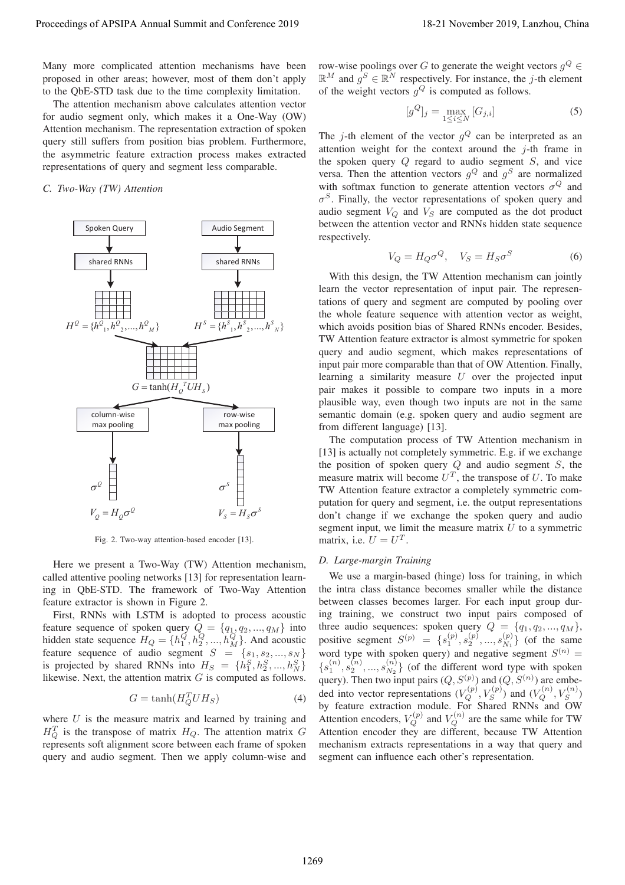Many more complicated attention mechanisms have been proposed in other areas; however, most of them don't apply to the QbE-STD task due to the time complexity limitation.

The attention mechanism above calculates attention vector for audio segment only, which makes it a One-Way (OW) Attention mechanism. The representation extraction of spoken query still suffers from position bias problem. Furthermore, the asymmetric feature extraction process makes extracted representations of query and segment less comparable.

### C. Two-Way (TW) Attention

Fig. 2. Two-way attention-based encoder [13].

Here we present a Two-Way (TW) Attention mechanism, called attentive pooling networks [13] for representation learning in QbE-STD. The framework of Two-Way Attention feature extractor is shown in Figure 2.

First, RNNs with LSTM is adopted to process acoustic feature sequence of spoken query $Q = \{q_1, q_2, ..., q_M\}$ into hidden state sequence $H_Q = \{h_1^Q, h_2^Q, ..., h_M^Q\}$. And acoustic feature sequence of audio segment $S = \{s_1, s_2, ..., s_N\}$ is projected by shared RNNs into $H_S = \{h_1^S, h_2^S, ..., h_N^S\}$ likewise. Next, the attention matrix $G$ is computed as follows.

$$G = \tanh(H_Q^T U H_S) \tag{4}$$

where $U$ is the measure matrix and learned by training and $H_Q^T$ is the transpose of matrix $H_Q$. The attention matrix $G$ represents soft alignment score between each frame of spoken query and audio segment. Then we apply column-wise and row-wise poolings over $G$ to generate the weight vectors $g^Q \in \mathbb{R}^M$ and $g^S \in \mathbb{R}^N$ respectively. For instance, the $j$-th element of the weight vectors $g^Q$ is computed as follows.

$$[g^Q]_j = \max_{1 \leq i \leq N} [G_{j,i}] \tag{5}$$

The $j$-th element of the vector $g^Q$ can be interpreted as an attention weight for the context around the $j$-th frame in the spoken query $Q$ regard to audio segment $S$, and vice versa. Then the attention vectors $g^Q$ and $g^S$ are normalized with softmax function to generate attention vectors $\sigma^Q$ and $\sigma^S$. Finally, the vector representations of spoken query and audio segment $V_Q$ and $V_S$ are computed as the dot product between the attention vector and RNNs hidden state sequence respectively.

$$V_Q = H_Q \sigma^Q, \quad V_S = H_S \sigma^S \tag{6}$$

With this design, the TW Attention mechanism can jointly learn the vector representation of input pair. The representations of query and segment are computed by pooling over the whole feature sequence with attention vector as weight, which avoids position bias of Shared RNNs encoder. Besides, TW Attention feature extractor is almost symmetric for spoken query and audio segment, which makes representations of input pair more comparable than that of OW Attention. Finally, learning a similarity measure $U$ over the projected input pair makes it possible to compare two inputs in a more plausible way, even though two inputs are not in the same semantic domain (e.g. spoken query and audio segment are from different language) [13].

The computation process of TW Attention mechanism in [13] is actually not completely symmetric. E.g. if we exchange the position of spoken query $Q$ and audio segment $S$, the measure matrix will become $U^T$, the transpose of $U$. To make TW Attention feature extractor a completely symmetric computation for query and segment, i.e. the output representations don't change if we exchange the spoken query and audio segment input, we limit the measure matrix $U$ to a symmetric matrix, i.e. $U = U^T$.

### D. Large-margin Training

We use a margin-based (hinge) loss for training, in which the intra class distance becomes smaller while the distance between classes becomes larger. For each input group during training, we construct two input pairs composed of three audio sequences: spoken query $Q = \{q_1, q_2, ..., q_M\}$, positive segment $S^{(p)} = \{s_1^{(p)}, s_2^{(p)}, ..., s_{N_1}^{(p)}\}$ (of the same word type with spoken query) and negative segment $S^{(n)} = \{s_1^{(n)}, s_2^{(n)}, ..., s_{N_2}^{(n)}\}$ (of the different word type with spoken query). Then two input pairs $(Q, S^{(p)})$ and $(Q, S^{(n)})$ are embeded into vector representations $(V_Q^{(p)}, V_S^{(p)})$ and $(V_Q^{(n)}, V_S^{(n)})$ by feature extraction module. For Shared RNNs and OW Attention encoders, $V_Q^{(p)}$ and $V_Q^{(n)}$ are the same while for TW Attention encoder they are different, because TW Attention mechanism extracts representations in a way that query and segment can influence each other's representation.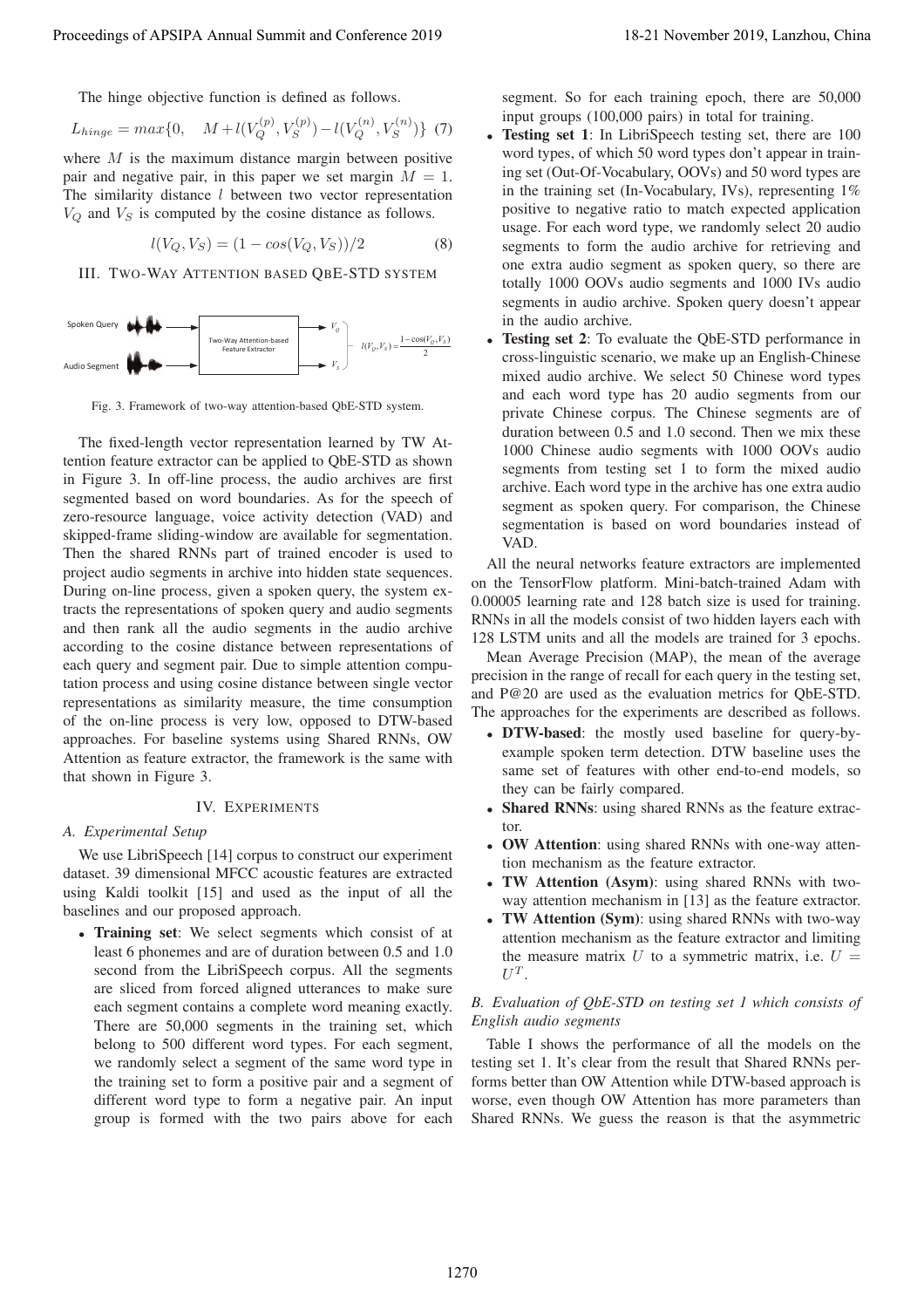The hinge objective function is defined as follows.

$$L_{hinge} = max\{0, \quad M + l(V_Q^{(p)}, V_S^{(p)}) - l(V_Q^{(n)}, V_S^{(n)})\} \quad (7)$$

where $M$ is the maximum distance margin between positive pair and negative pair, in this paper we set margin $M = 1$. The similarity distance $l$ between two vector representation $V_Q$ and $V_S$ is computed by the cosine distance as follows.

$$l(V_Q, V_S) = (1 - cos(V_Q, V_S))/2 \quad (8)$$

## III. Two-Way Attention based QbE-STD system

Fig. 3. Framework of two-way attention-based QbE-STD system.

The fixed-length vector representation learned by TW Attention feature extractor can be applied to QbE-STD as shown in Figure 3. In off-line process, the audio archives are first segmented based on word boundaries. As for the speech of zero-resource language, voice activity detection (VAD) and skipped-frame sliding-window are available for segmentation. Then the shared RNNs part of trained encoder is used to project audio segments in archive into hidden state sequences. During on-line process, given a spoken query, the system extracts the representations of spoken query and audio segments and then rank all the audio segments in the audio archive according to the cosine distance between representations of each query and segment pair. Due to simple attention computation process and using cosine distance between single vector representations as similarity measure, the time consumption of the on-line process is very low, opposed to DTW-based approaches. For baseline systems using Shared RNNs, OW Attention as feature extractor, the framework is the same with that shown in Figure 3.

## IV. Experiments

### A. Experimental Setup

We use LibriSpeech [14] corpus to construct our experiment dataset. 39 dimensional MFCC acoustic features are extracted using Kaldi toolkit [15] and used as the input of all the baselines and our proposed approach.

- **Training set**: We select segments which consist of at least 6 phonemes and are of duration between 0.5 and 1.0 second from the LibriSpeech corpus. All the segments are sliced from forced aligned utterances to make sure each segment contains a complete word meaning exactly. There are 50,000 segments in the training set, which belong to 500 different word types. For each segment, we randomly select a segment of the same word type in the training set to form a positive pair and a segment of different word type to form a negative pair. An input group is formed with the two pairs above for each segment. So for each training epoch, there are 50,000 input groups (100,000 pairs) in total for training.
- **Testing set 1**: In LibriSpeech testing set, there are 100 word types, of which 50 word types don't appear in training set (Out-Of-Vocabulary, OOVs) and 50 word types are in the training set (In-Vocabulary, IVs), representing 1% positive to negative ratio to match expected application usage. For each word type, we randomly select 20 audio segments to form the audio archive for retrieving and one extra audio segment as spoken query, so there are totally 1000 OOVs audio segments and 1000 IVs audio segments in audio archive. Spoken query doesn't appear in the audio archive.
- **Testing set 2**: To evaluate the QbE-STD performance in cross-linguistic scenario, we make up an English-Chinese mixed audio archive. We select 50 Chinese word types and each word type has 20 audio segments from our private Chinese corpus. The Chinese segments are of duration between 0.5 and 1.0 second. Then we mix these 1000 Chinese audio segments with 1000 OOVs audio segments from testing set 1 to form the mixed audio archive. Each word type in the archive has one extra audio segment as spoken query. For comparison, the Chinese segmentation is based on word boundaries instead of VAD.

All the neural networks feature extractors are implemented on the TensorFlow platform. Mini-batch-trained Adam with 0.00005 learning rate and 128 batch size is used for training. RNNs in all the models consist of two hidden layers each with 128 LSTM units and all the models are trained for 3 epochs.

Mean Average Precision (MAP), the mean of the average precision in the range of recall for each query in the testing set, and P@20 are used as the evaluation metrics for QbE-STD. The approaches for the experiments are described as follows.

- **DTW-based**: the mostly used baseline for query-by-example spoken term detection. DTW baseline uses the same set of features with other end-to-end models, so they can be fairly compared.
- **Shared RNNs**: using shared RNNs as the feature extractor.
- **OW Attention**: using shared RNNs with one-way attention mechanism as the feature extractor.
- **TW Attention (Asym)**: using shared RNNs with two-way attention mechanism in [13] as the feature extractor.
- **TW Attention (Sym)**: using shared RNNs with two-way attention mechanism as the feature extractor and limiting the measure matrix $U$ to a symmetric matrix, i.e. $U = U^T$.

### B. Evaluation of QbE-STD on testing set 1 which consists of English audio segments

Table I shows the performance of all the models on the testing set 1. It's clear from the result that Shared RNNs performs better than OW Attention while DTW-based approach is worse, even though OW Attention has more parameters than Shared RNNs. We guess the reason is that the asymmetric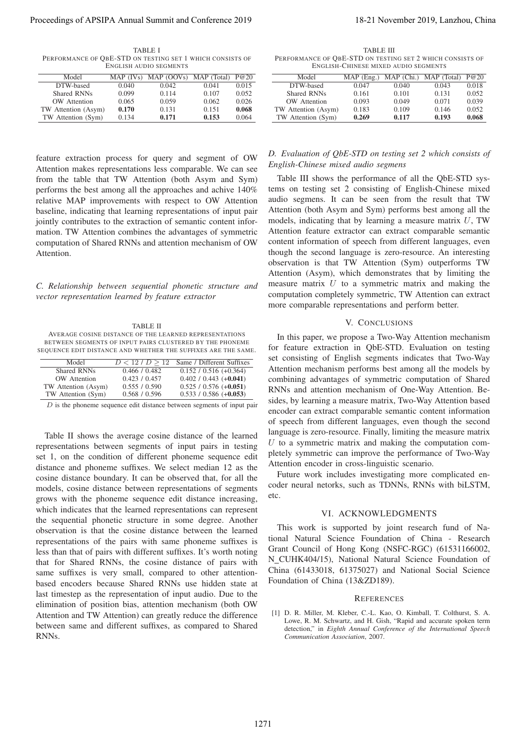TABLE I
PERFORMANCE OF QBE-STD ON TESTING SET 1 WHICH CONSISTS OF ENGLISH AUDIO SEGMENTS

| Model | MAP (IVs) | MAP (OOVs) | MAP (Total) | P@20 |
|---|---|---|---|---|
| DTW-based | 0.040 | 0.042 | 0.041 | 0.015 |
| Shared RNNs | 0.099 | 0.114 | 0.107 | 0.052 |
| OW Attention | 0.065 | 0.059 | 0.062 | 0.026 |
| TW Attention (Asym) | **0.170** | 0.131 | 0.151 | **0.068** |
| TW Attention (Sym) | 0.134 | **0.171** | **0.153** | 0.064 |

feature extraction process for query and segment of OW Attention makes representations less comparable. We can see from the table that TW Attention (both Asym and Sym) performs the best among all the approaches and achive 140% relative MAP improvements with respect to OW Attention baseline, indicating that learning representations of input pair jointly contributes to the extraction of semantic content information. TW Attention combines the advantages of symmetric computation of Shared RNNs and attention mechanism of OW Attention.

### *C. Relationship between sequential phonetic structure and vector representation learned by feature extractor*

TABLE II
AVERAGE COSINE DISTANCE OF THE LEARNED REPRESENTATIONS BETWEEN SEGMENTS OF INPUT PAIRS CLUSTERED BY THE PHONEME SEQUENCE EDIT DISTANCE AND WHETHER THE SUFFIXES ARE THE SAME.

| Model | $D < 12$ / $D \geq 12$ | Same / Different Suffixes |
|---|---|---|
| Shared RNNs | 0.466 / 0.482 | 0.152 / 0.516 (+0.364) |
| OW Attention | 0.423 / 0.457 | 0.402 / 0.443 (**+0.041**) |
| TW Attention (Asym) | 0.555 / 0.590 | 0.525 / 0.576 (**+0.051**) |
| TW Attention (Sym) | 0.568 / 0.596 | 0.533 / 0.586 (**+0.053**) |

$D$ is the phoneme sequence edit distance between segments of input pair

Table II shows the average cosine distance of the learned representations between segments of input pairs in testing set 1, on the condition of different phoneme sequence edit distance and phoneme suffixes. We select median 12 as the cosine distance boundary. It can be observed that, for all the models, cosine distance between representations of segments grows with the phoneme sequence edit distance increasing, which indicates that the learned representations can represent the sequential phonetic structure in some degree. Another observation is that the cosine distance between the learned representations of the pairs with same phoneme suffixes is less than that of pairs with different suffixes. It's worth noting that for Shared RNNs, the cosine distance of pairs with same suffixes is very small, compared to other attention-based encoders because Shared RNNs use hidden state at last timestep as the representation of input audio. Due to the elimination of position bias, attention mechanism (both OW Attention and TW Attention) can greatly reduce the difference between same and different suffixes, as compared to Shared RNNs.

TABLE III
PERFORMANCE OF QBE-STD ON TESTING SET 2 WHICH CONSISTS OF ENGLISH-CHINESE MIXED AUDIO SEGMENTS

| Model | MAP (Eng.) | MAP (Chi.) | MAP (Total) | P@20 |
|---|---|---|---|---|
| DTW-based | 0.047 | 0.040 | 0.043 | 0.018 |
| Shared RNNs | 0.161 | 0.101 | 0.131 | 0.052 |
| OW Attention | 0.093 | 0.049 | 0.071 | 0.039 |
| TW Attention (Asym) | 0.183 | 0.109 | 0.146 | 0.052 |
| TW Attention (Sym) | **0.269** | **0.117** | **0.193** | **0.068** |

### *D. Evaluation of QbE-STD on testing set 2 which consists of English-Chinese mixed audio segmens*

Table III shows the performance of all the QbE-STD systems on testing set 2 consisting of English-Chinese mixed audio segmens. It can be seen from the result that TW Attention (both Asym and Sym) performs best among all the models, indicating that by learning a measure matrix $U$, TW Attention feature extractor can extract comparable semantic content information of speech from different languages, even though the second language is zero-resource. An interesting observation is that TW Attention (Sym) outperforms TW Attention (Asym), which demonstrates that by limiting the measure matrix $U$ to a symmetric matrix and making the computation completely symmetric, TW Attention can extract more comparable representations and perform better.

## V. CONCLUSIONS

In this paper, we propose a Two-Way Attention mechanism for feature extraction in QbE-STD. Evaluation on testing set consisting of English segments indicates that Two-Way Attention mechanism performs best among all the models by combining advantages of symmetric computation of Shared RNNs and attention mechanism of One-Way Attention. Besides, by learning a measure matrix, Two-Way Attention based encoder can extract comparable semantic content information of speech from different languages, even though the second language is zero-resource. Finally, limiting the measure matrix $U$ to a symmetric matrix and making the computation completely symmetric can improve the performance of Two-Way Attention encoder in cross-linguistic scenario.

Future work includes investigating more complicated encoder neural netorks, such as TDNNs, RNNs with biLSTM, etc.

## VI. ACKNOWLEDGMENTS

This work is supported by joint research fund of National Natural Science Foundation of China - Research Grant Council of Hong Kong (NSFC-RGC) (61531166002, N_CUHK404/15), National Natural Science Foundation of China (61433018, 61375027) and National Social Science Foundation of China (13&ZD189).

## REFERENCES

[1] D. R. Miller, M. Kleber, C.-L. Kao, O. Kimball, T. Colthurst, S. A. Lowe, R. M. Schwartz, and H. Gish, "Rapid and accurate spoken term detection," in *Eighth Annual Conference of the International Speech Communication Association*, 2007.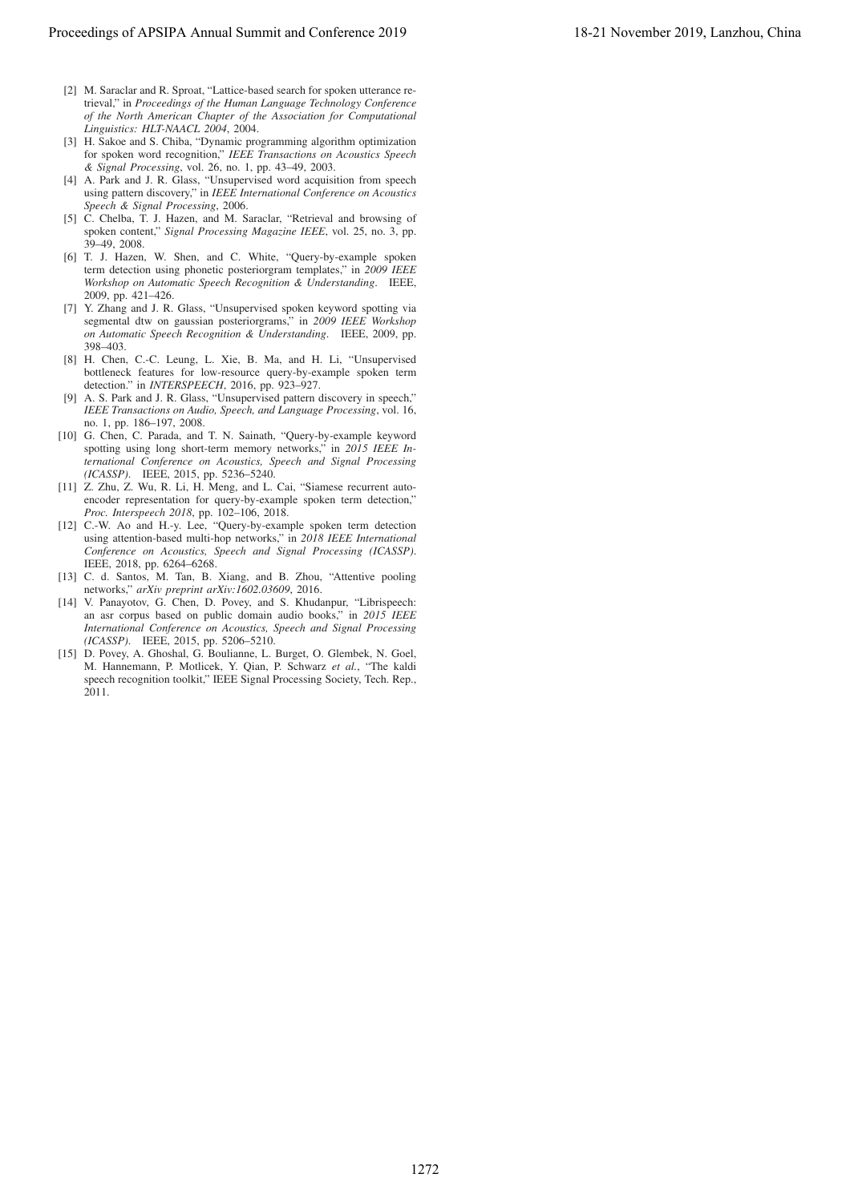[2] M. Saraclar and R. Sproat, "Lattice-based search for spoken utterance retrieval," in *Proceedings of the Human Language Technology Conference of the North American Chapter of the Association for Computational Linguistics: HLT-NAACL 2004*, 2004.

[3] H. Sakoe and S. Chiba, "Dynamic programming algorithm optimization for spoken word recognition," *IEEE Transactions on Acoustics Speech & Signal Processing*, vol. 26, no. 1, pp. 43–49, 2003.

[4] A. Park and J. R. Glass, "Unsupervised word acquisition from speech using pattern discovery," in *IEEE International Conference on Acoustics Speech & Signal Processing*, 2006.

[5] C. Chelba, T. J. Hazen, and M. Saraclar, "Retrieval and browsing of spoken content," *Signal Processing Magazine IEEE*, vol. 25, no. 3, pp. 39–49, 2008.

[6] T. J. Hazen, W. Shen, and C. White, "Query-by-example spoken term detection using phonetic posteriorgram templates," in *2009 IEEE Workshop on Automatic Speech Recognition & Understanding*. IEEE, 2009, pp. 421–426.

[7] Y. Zhang and J. R. Glass, "Unsupervised spoken keyword spotting via segmental dtw on gaussian posteriorgrams," in *2009 IEEE Workshop on Automatic Speech Recognition & Understanding*. IEEE, 2009, pp. 398–403.

[8] H. Chen, C.-C. Leung, L. Xie, B. Ma, and H. Li, "Unsupervised bottleneck features for low-resource query-by-example spoken term detection." in *INTERSPEECH*, 2016, pp. 923–927.

[9] A. S. Park and J. R. Glass, "Unsupervised pattern discovery in speech," *IEEE Transactions on Audio, Speech, and Language Processing*, vol. 16, no. 1, pp. 186–197, 2008.

[10] G. Chen, C. Parada, and T. N. Sainath, "Query-by-example keyword spotting using long short-term memory networks," in *2015 IEEE International Conference on Acoustics, Speech and Signal Processing (ICASSP)*. IEEE, 2015, pp. 5236–5240.

[11] Z. Zhu, Z. Wu, R. Li, H. Meng, and L. Cai, "Siamese recurrent auto-encoder representation for query-by-example spoken term detection," *Proc. Interspeech 2018*, pp. 102–106, 2018.

[12] C.-W. Ao and H.-y. Lee, "Query-by-example spoken term detection using attention-based multi-hop networks," in *2018 IEEE International Conference on Acoustics, Speech and Signal Processing (ICASSP)*. IEEE, 2018, pp. 6264–6268.

[13] C. d. Santos, M. Tan, B. Xiang, and B. Zhou, "Attentive pooling networks," *arXiv preprint arXiv:1602.03609*, 2016.

[14] V. Panayotov, G. Chen, D. Povey, and S. Khudanpur, "Librispeech: an asr corpus based on public domain audio books," in *2015 IEEE International Conference on Acoustics, Speech and Signal Processing (ICASSP)*. IEEE, 2015, pp. 5206–5210.

[15] D. Povey, A. Ghoshal, G. Boulianne, L. Burget, O. Glembek, N. Goel, M. Hannemann, P. Motlicek, Y. Qian, P. Schwarz *et al.*, "The kaldi speech recognition toolkit," IEEE Signal Processing Society, Tech. Rep., 2011.